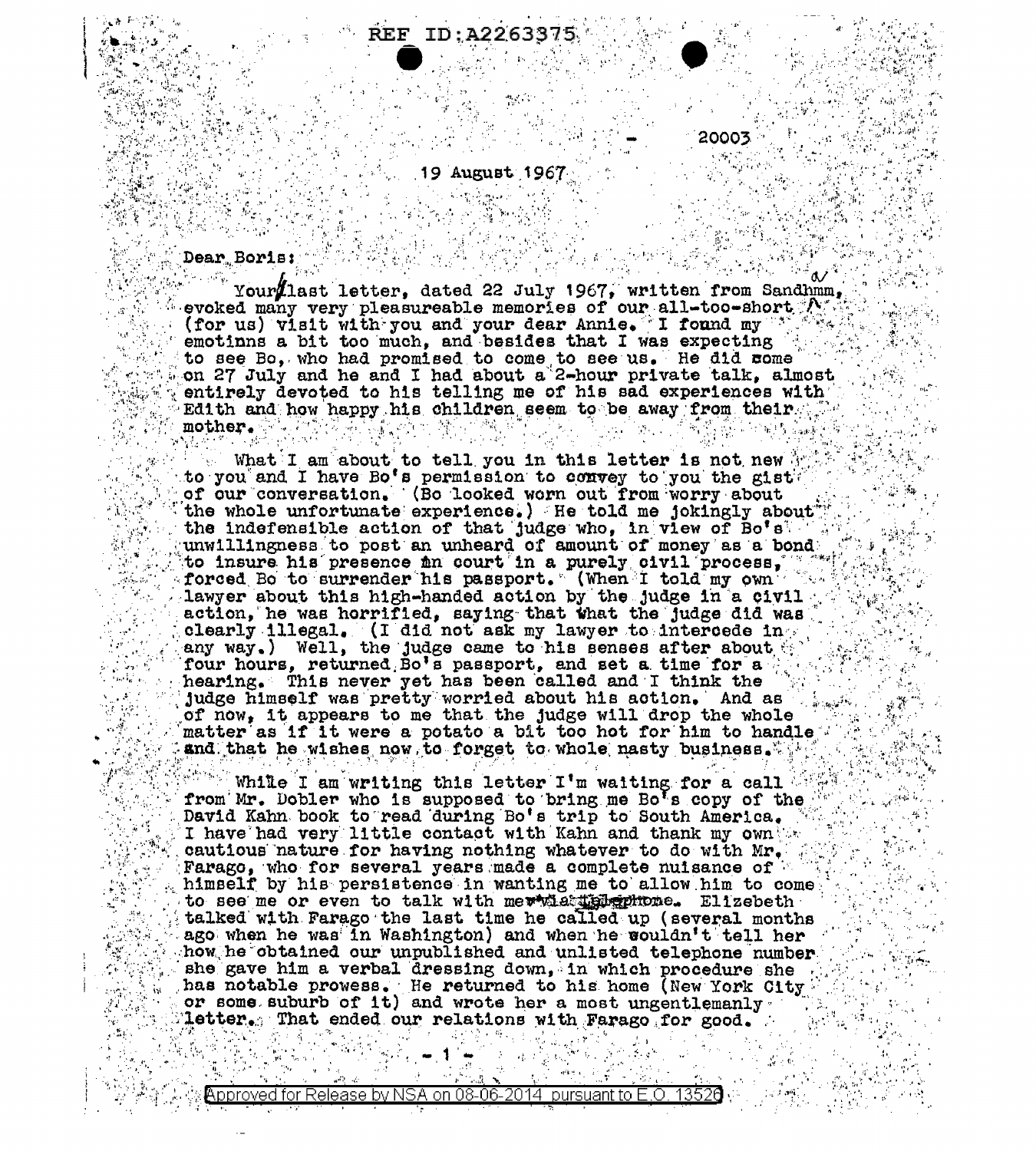20003

19 August 1967

Dear Boris:

Your last letter, dated 22 July 1967, written from Sandhamn, evoked many very pleasureable memories of our all-too-short (for us) visit with you and your dear Annie. I found my emotions a bit too much, and besides that I was expecting to see Bo, who had promised to come to see us. He did come on 27 July and he and I had about a 2-hour private talk, almost entirely devoted to his telling me of his sad experiences with Edith and how happy his children seem to be away from their mother.

What I am about to tell you in this letter is not new to you and I have Bo's permission to convey to you the gist of our conversation. (Bo looked worn out from worry about the whole unfortunate experience.) He told me jokingly about the indefensible action of that judge who, in view of Bo's unwillingness to post an unheard of amount of money as a bond to insure his presence in court in a purely civil process, forced Bo to surrender his passport. (When I told my own lawyer about this high-handed action by the judge in a civil action, he was horrified, saying that what the judge did was clearly illegal. (I did not ask my lawyer to intercede in any way.) Well, the judge came to his senses after about four hours, returned Bo's passport, and set a time for a hearing. This never yet has been called and I think the judge himself was pretty worried about his action. And as of now, it appears to me that the judge will drop the whole matter as if it were a potato a bit too hot for him to handle and that he wishes now to forget to whole nasty business.

While I am writing this letter I'm waiting for a call from Mr. Dobler who is supposed to bring me Bo's copy of the David Kahn book to read during Bo's trip to South America. I have had very little contact with Kahn and thank my own cautious nature for having nothing whatever to do with Mr. Farago, who for several years made a complete nuisance of himself by his persistence in wanting me to allow him to come to see me or even to talk with me via telephone. Elizebeth talked with Farago the last time he called up (several months ago when he was in Washington) and when he wouldn't tell her how he obtained our unpublished and unlisted telephone number she gave him a verbal dressing down, in which procedure she has notable prowess. He returned to his home (New York City or some suburb of it) and wrote her a most ungentlemanly letter. That ended our relations with Farago for good.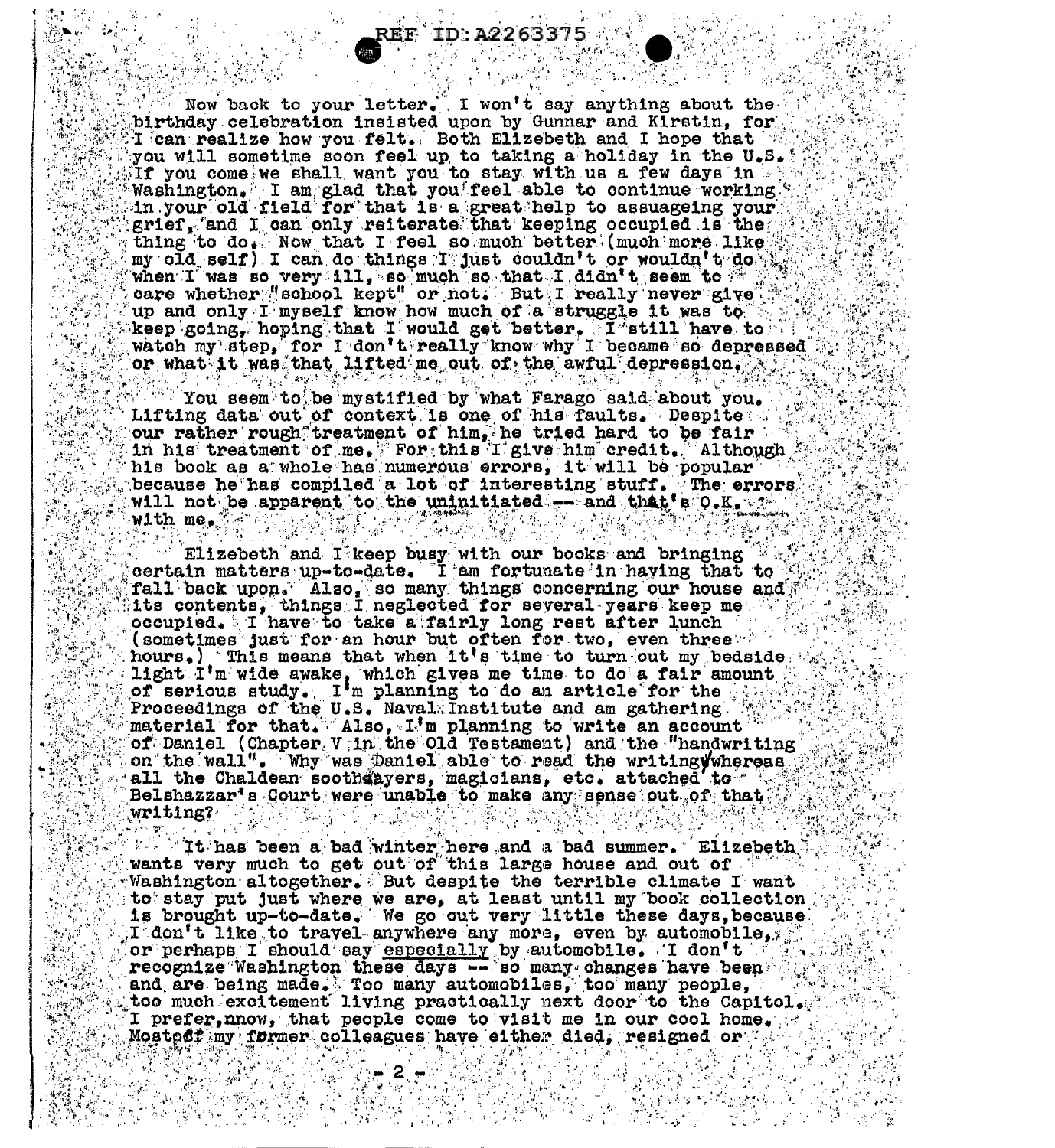Now back to your letter. I won't say anything about the birthday celebration insisted upon by Gunnar and Kirstin, for I can realize how you felt. Both Elizebeth and I hope that you will sometime soon feel up to taking a holiday in the U.S. If you come we shall want you to stay with us a few days in Washington. I am glad that you feel able to continue working in your old field for that is a great help to assuageing your grief, and I can only reiterate that keeping occupied is the thing to do. Now that I feel so much better (much more like my old self) I can do things I just couldn't or wouldn't do when I was so very ill, so much so that I didn't seem to care whether "school kept" or not. But I really never give up and only I myself know how much of a struggle it was to keep going, hoping that I would get better. I still have to watch my step, for I don't really know why I became so depressed or what it was that lifted me out of the awful depression.

You seem to be mystified by what Farago said about you. Lifting data out of context is one of his faults. Despite our rather rough treatment of him, he tried hard to be fair in his treatment of me. For this I give him credit. Although his book as a whole has numerous errors, it will be popular because he has compiled a lot of interesting stuff. The errors will not be apparent to the uninitiated -- and that's O.K. with me.

Elizebeth and I keep busy with our books and bringing certain matters up-to-date. I am fortunate in having that to fall back upon. Also, so many things concerning our house and its contents, things I neglected for several years keep me occupied. I have to take a fairly long rest after lunch (sometimes just for an hour but often for two, even three hours.) This means that when it's time to turn out my bedside light I'm wide awake, which gives me time to do a fair amount of serious study. I'm planning to do an article for the Proceedings of the U.S. Naval Institute and am gathering material for that. Also, I'm planning to write an account of Daniel (Chapter V in the Old Testament) and the "handwriting on the wall". Why was Daniel able to read the writing, whereas all the Chaldean soothsayers, magicians, etc. attached to Belshazzar's Court were unable to make any sense out of that writing?

It has been a bad winter here and a bad summer. Elizebeth wants very much to get out of this large house and out of Washington altogether. But despite the terrible climate I want to stay put just where we are, at least until my book collection is brought up-to-date. We go out very little these days, because I don't like to travel anywhere any more, even by automobile, or perhaps I should say _especially_ by automobile. I don't recognize Washington these days -- so many changes have been and are being made. Too many automobiles, too many people, too much excitement living practically next door to the Capitol. I prefer, nnow, that people come to visit me in our cool home. Most of my former colleagues have either died, resigned or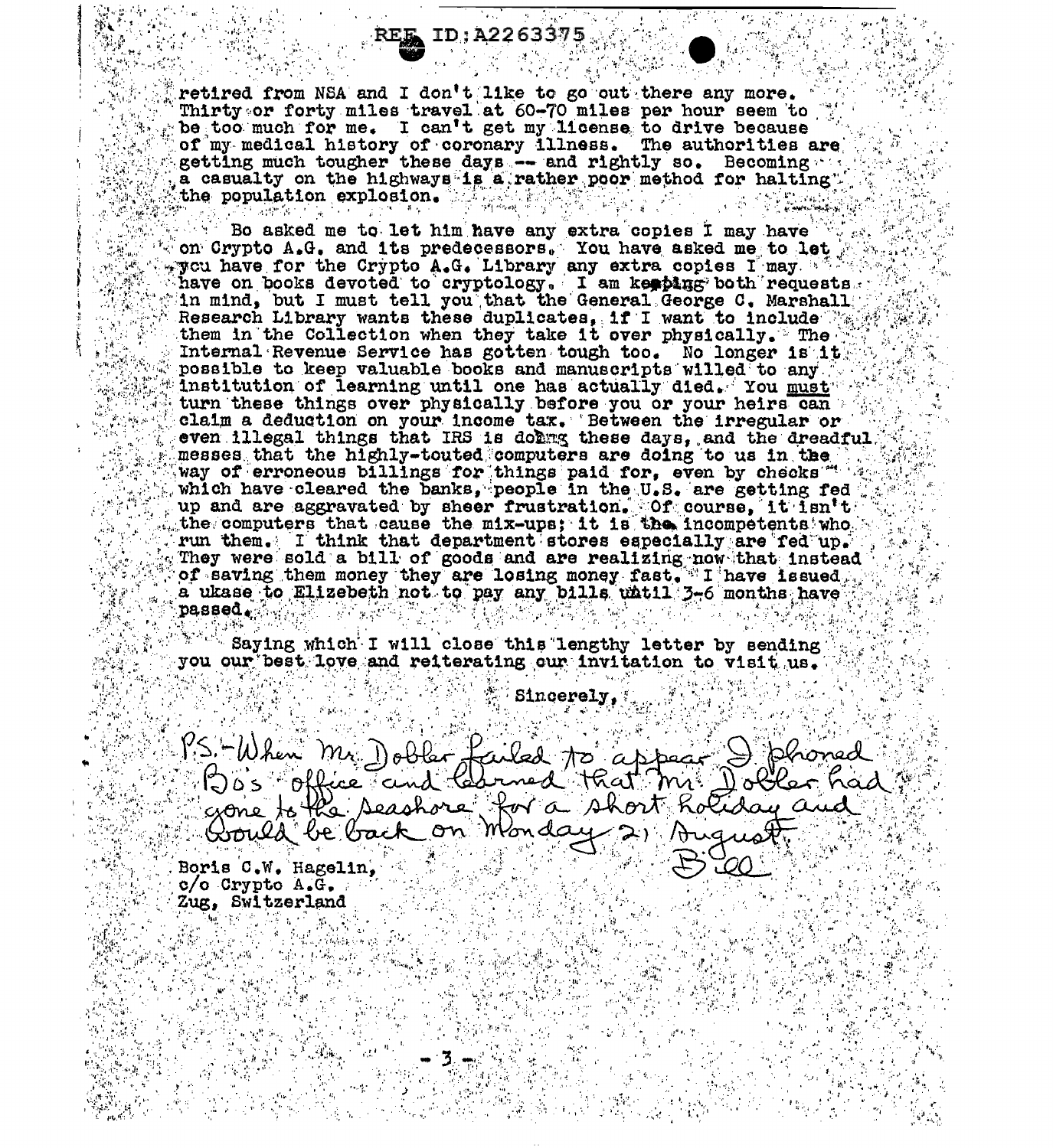retired from NSA and I don't like to go out there any more. Thirty or forty miles travel at 60-70 miles per hour seem to be too much for me. I can't get my license to drive because of my medical history of coronary illness. The authorities are getting much tougher these days -- and rightly so. Becoming a casualty on the highways is a rather poor method for halting the population explosion.

Bo asked me to let him have any extra copies I may have on Crypto A.G. and its predecessors. You have asked me to let you have for the Crypto A.G. Library any extra copies I may have on books devoted to cryptology. I am keeping both requests in mind, but I must tell you that the General George C. Marshall Research Library wants these duplicates, if I want to include them in the Collection when they take it over physically. The Internal Revenue Service has gotten tough too. No longer is it possible to keep valuable books and manuscripts willed to any institution of learning until one has actually died. You _must_ turn these things over physically before you or your heirs can claim a deduction on your income tax. Between the irregular or even illegal things that IRS is doing these days, and the dreadful messes that the highly-touted computers are doing to us in the way of erroneous billings for things paid for, even by checks which have cleared the banks, people in the U.S. are getting fed up and are aggravated by sheer frustration. Of course, it isn't the computers that cause the mix-ups; it is the incompetents who run them. I think that department stores especially are fed up. They were sold a bill of goods and are realizing now that instead of saving them money they are losing money fast. I have issued a ukase to Elizebeth not to pay any bills until 3-6 months have passed.

Saying which I will close this lengthy letter by sending you our best love and reiterating our invitation to visit us.

Sincerely,

P.S. - When Mr. Dobler failed to appear I phoned Bo's office and learned that Mr. Dobler had gone to the seashore for a short holiday and would be back on Monday 21 August.
Bill

Boris C.W. Hagelin,
c/o Crypto A.G.
Zug, Switzerland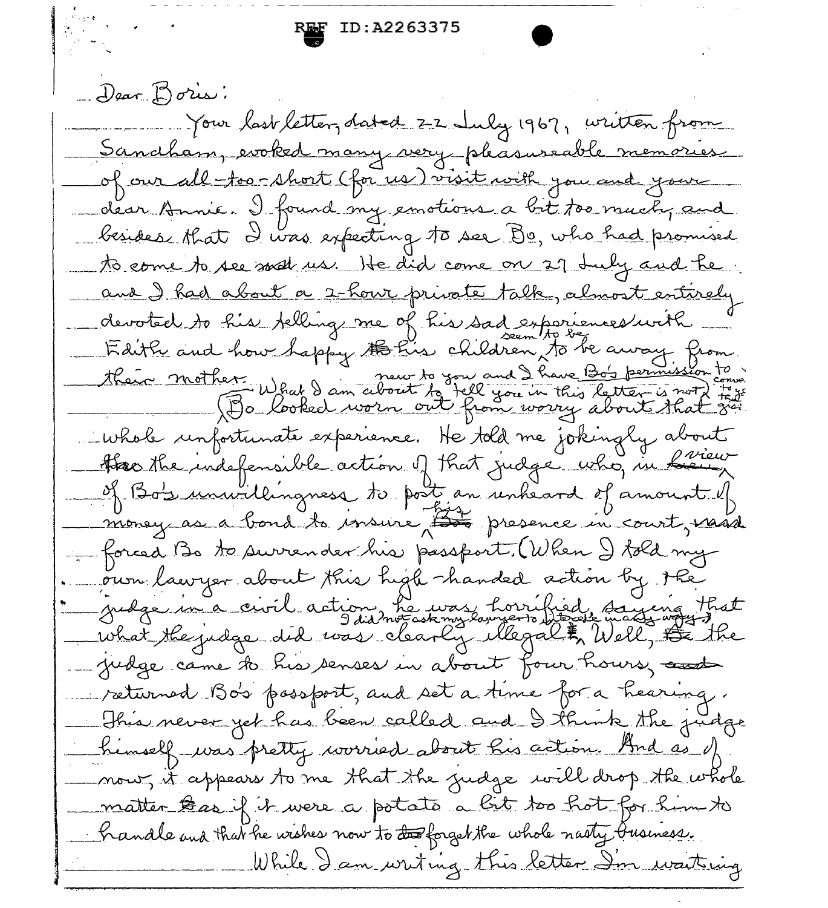Dear Boris:

Your last letter, dated 22 July 1967, written from Sandham, evoked many very pleasureable memories of our all-too-short (for us) visit with you and your dear Annie. I found my emotions a bit too much, and besides that I was expecting to see Bo, who had promised to come to see us. He did come on 27 July and he and I had about a 2-hour private talk, almost entirely devoted to his telling me of his sad experiences with Edith and how happy his children seem to be to be away from their mother. What I am about to tell you in this letter is not new to you and I have Bo's permission to convey to you. (Bo looked worn out from worry about that whole unfortunate experience. He told me jokingly about the indefensible action of that judge who, in view of Bo's unwillingness to post an unheard of amount of money as a bond to insure his presence in court, forced Bo to surrender his passport. (When I told my own lawyer about this high-handed action by the judge in a civil action, he was horrified, saying that what the judge did was clearly illegal. I did not ask my lawyer to interest himself in any way.) Well, the judge came to his senses in about four hours, returned Bo's passport, and set a time for a hearing. This never yet has been called and I think the judge himself was pretty worried about his action. And as of now, it appears to me that the judge will drop the whole matter as if it were a potato a bit too hot for him to handle and that he wishes now to forget the whole nasty business.

While I am writing this letter I'm waiting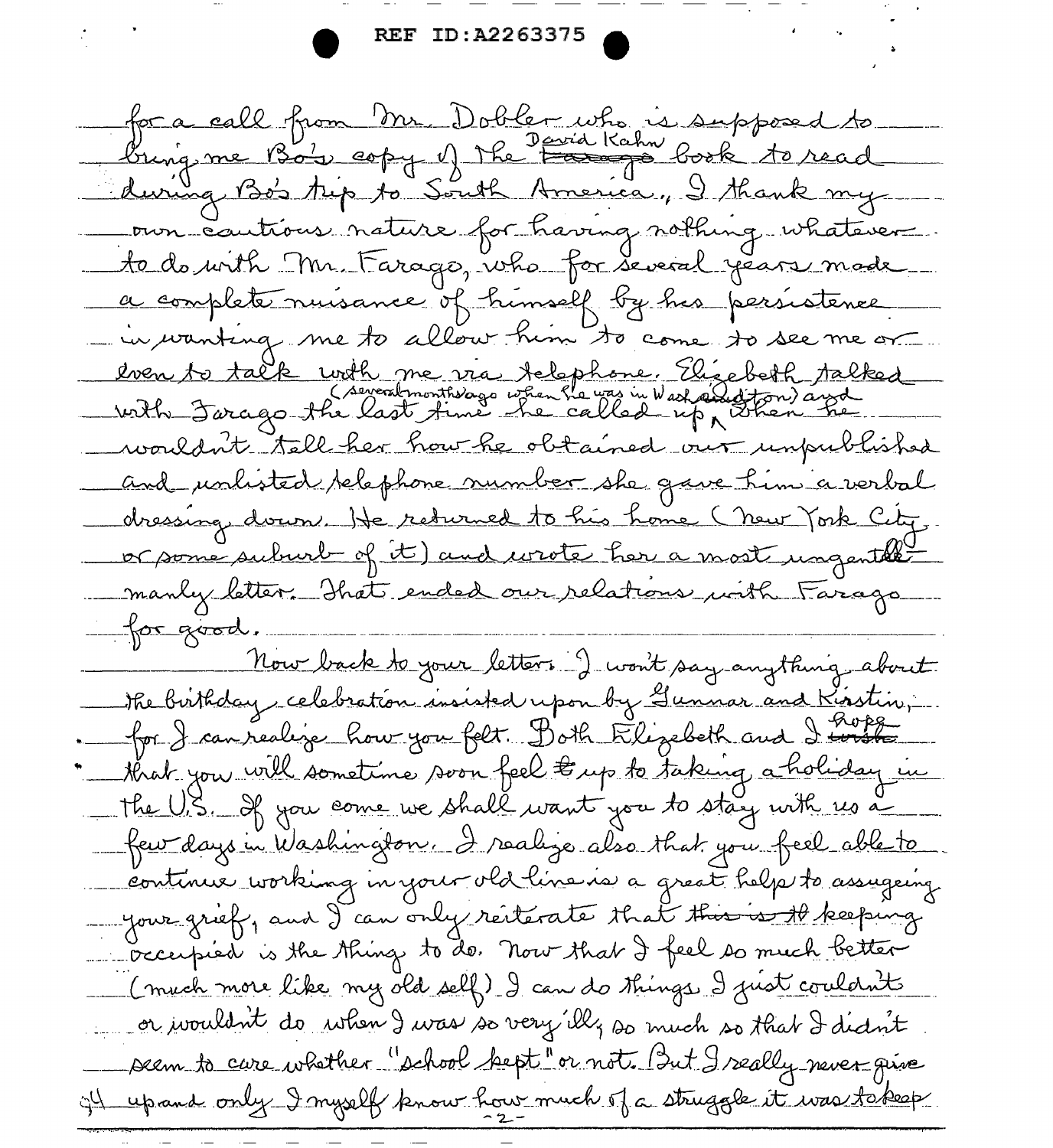for a call from Mr. Dobler who is supposed to bring me Bo's copy of the David Kahn ~~Farago~~ book to read during Bo's trip to South America., I thank my own cautious nature for having nothing whatever to do with Mr. Farago, who for several years made a complete nuisance of himself by his persistence in wanting me to allow him to come to see me or even to talk with me via telephone. Elizebeth talked with Farago the last time he called up (several months ago when he was in Washington) and when he wouldn't tell her how he obtained our unpublished and unlisted telephone number she gave him a verbal dressing down. He returned to his home (New York City or some suburb of it) and wrote her a most ungentlemanly letter. That ended our relations with Farago for good.

Now back to your letters. I won't say anything about the birthday celebration insisted upon by Gunnar and Kirstin, for I can realize how you felt. Both Elizebeth and I ~~wish~~ hope that you will sometime soon feel ~~t~~ up to taking a holiday in the U.S. If you come we shall want you to stay with us a few days in Washington. I realize also that you feel able to continue working in your old line is a great help to assugeing your grief, and I can only reiterate that ~~this is th~~ keeping occupied is the thing to do. Now that I feel so much better (much more like my old self) I can do things I just couldn't or wouldn't do when I was so very ill, so much so that I didn't seem to care whether "school kept" or not. But I really never give up and only I myself know how much of a struggle it was to keep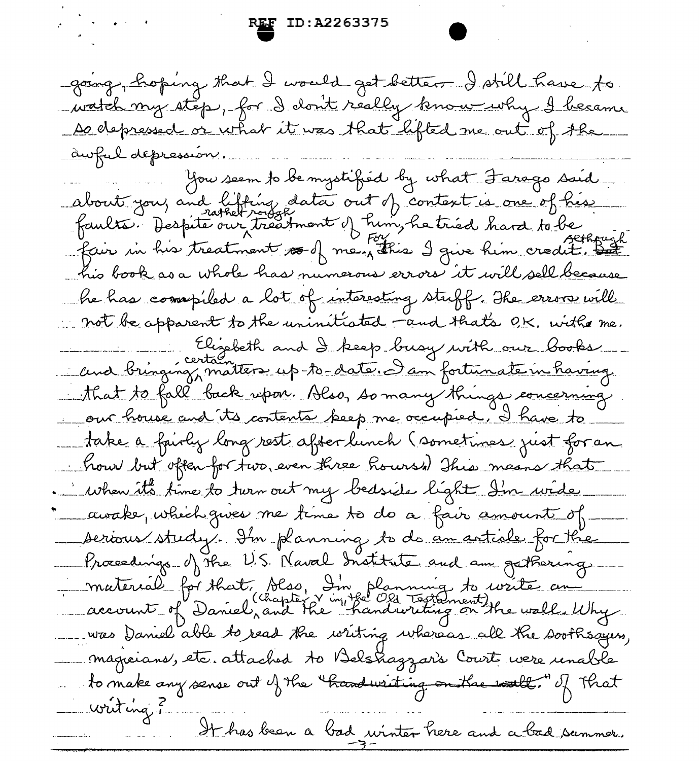going, hoping that I would get better. I still have to watch my step, for I don't really know why I became so depressed or what it was that lifted me out of the awful depression.

You seem to be mystified by what Farago said about you, and lifting data out of context is one of his faults. Despite our rather rough treatment of him, he tried hard to be fair in his treatment of me. For this I give him credit. Although his book as a whole has numerous errors it will sell because he has compiled a lot of interesting stuff. The errors will not be apparent to the uninitiated — and that's O.K. with me.

Elizebeth and I keep busy with our books and bringing certain matters up-to-date. I am fortunate in having that to fall back upon. Also, so many things concerning our house and its contents keep me occupied. I have to take a fairly long rest after lunch (sometimes just for an hour but often for two, even three hours.) This means that when it's time to turn out my bedside light I'm wide awake, which gives me time to do a fair amount of serious study. I'm planning to do an article for the Proceedings of the U.S. Naval Institute and am gathering material for that. Also, I'm planning to write an account of Daniel (Chapter V in the Old Testament) and the "handwriting on the wall. Why was Daniel able to read the writing whereas all the soothsayers, magicians, etc. attached to Belshazzar's Court were unable to make any sense out of the ~~"handwriting on the wall."~~ of that writing?

It has been a bad winter here and a bad summer.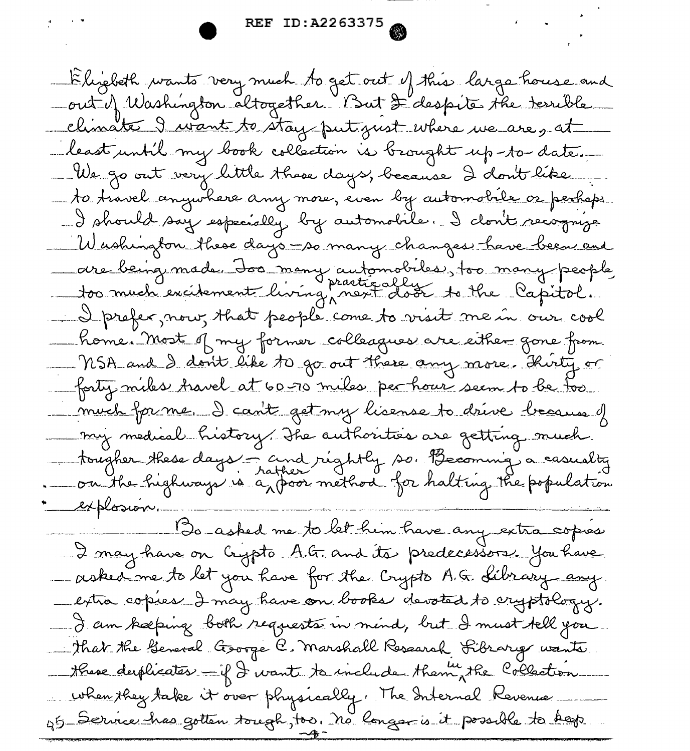Elizebeth wants very much to get out of this large house and out of Washington altogether. But I despite the terrible climate I want to stay put just where we are, at least until my book collection is brought up-to-date. We go out very little these days, because I don't like to travel anywhere any more, even by automobile or perhaps I should say especially by automobile. I don't recognize Washington these days—so many changes have been and are being made. Too many automobiles, too many people, too much excitement living practically next door to the Capitol. I prefer, now, that people come to visit me in our cool home. Most of my former colleagues are either gone from NSA and I don't like to go out there any more. Thirty or forty miles travel at 60-70 miles per hour seem to be too much for me. I can't get my license to drive because of my medical history. The authorities are getting much tougher these days — and rightly so. Becoming a casualty on the highways is a rather poor method for halting the population explosion.

Bo asked me to let him have any extra copies I may have on Crypto A.G. and its predecessors. You have asked me to let you have for the Crypto A.G. Library any extra copies I may have on books devoted to cryptology. I am keeping both requests in mind, but I must tell you that the General George C. Marshall Research Library wants these duplicates — if I want to include them in the Collection when they take it over physically. The Internal Revenue Service has gotten tough, too. No longer is it possible to keep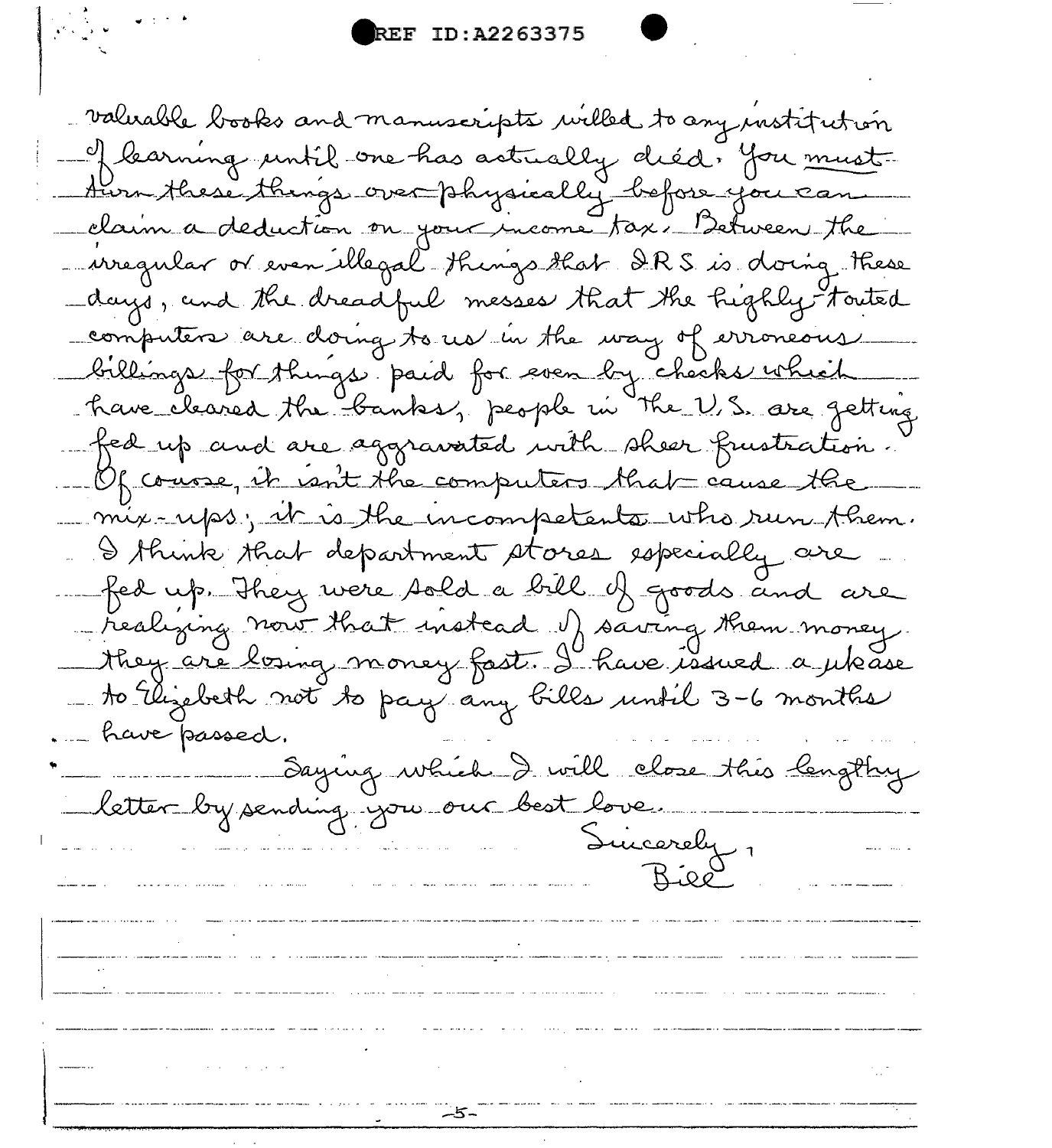valuable books and manuscripts willed to any institution of learning until one has actually died. You *must* turn these things over physically before you can claim a deduction on your income tax. Between the irregular or even illegal things that IRS is doing these days, and the dreadful messes that the highly-touted computers are doing to us in the way of erroneous billings for things paid for even by checks which have cleared the banks, people in the U.S. are getting fed up and are aggravated with sheer frustration. Of course, it isn't the computers that cause the mix-ups; it is the incompetents who run them. I think that department stores especially are fed up. They were sold a bill of goods and are realizing now that instead of saving them money they are losing money fast. I have issued a ukase to Elizabeth not to pay any bills until 3-6 months have passed.

Saying which I will close this lengthy letter by sending you our best love.

Sincerely,
Bill